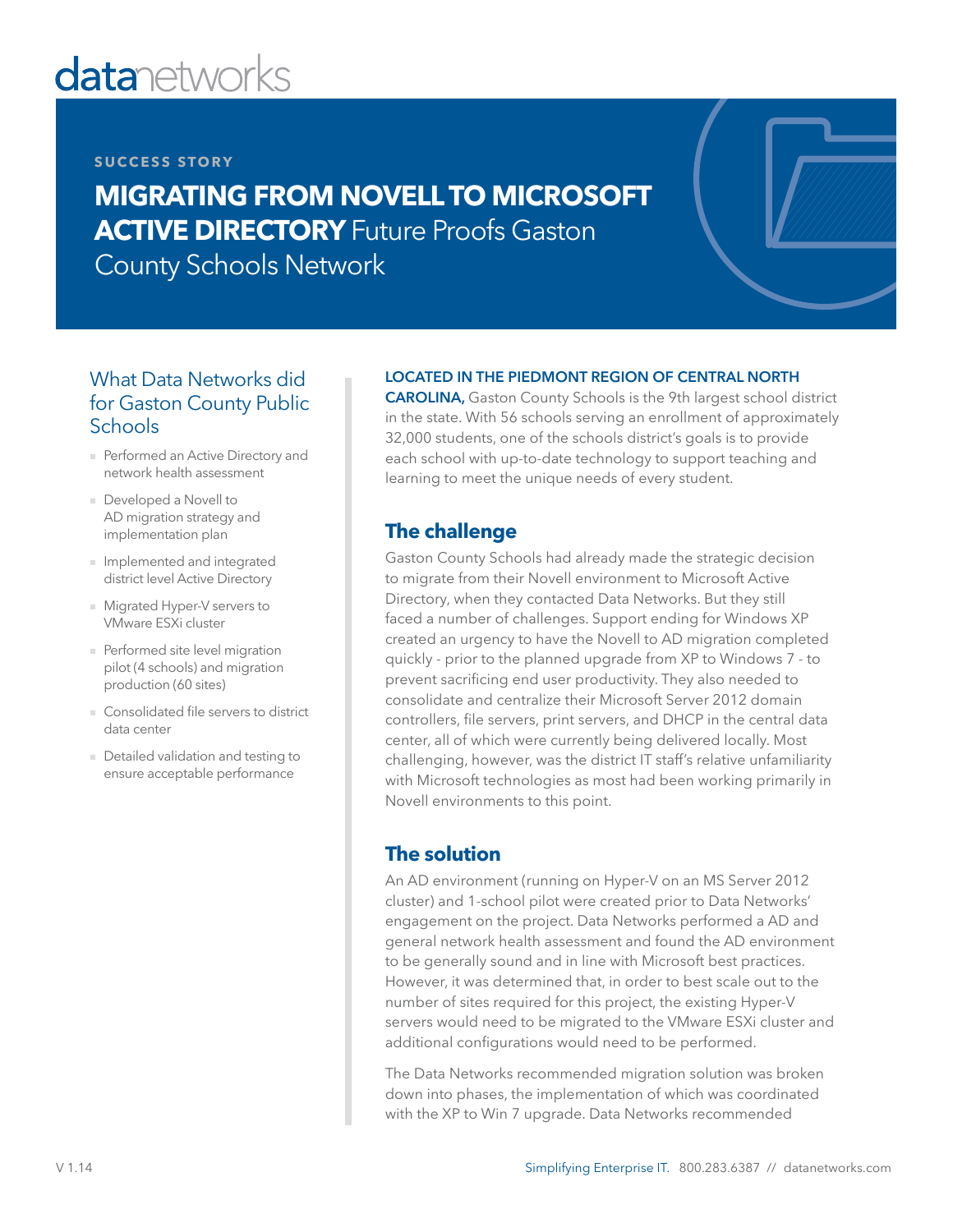datanetworks

SUCCESS STORY

# MIGRATING FROM NOVELL TO MICROSOFT ACTIVE DIRECTORY Future Proofs Gaston County Schools Network

## What Data Networks did for Gaston County Public Schools

- Performed an Active Directory and network health assessment
- Developed a Novell to AD migration strategy and implementation plan
- Implemented and integrated district level Active Directory
- Migrated Hyper-V servers to VMware ESXi cluster
- Performed site level migration pilot (4 schools) and migration production (60 sites)
- Consolidated file servers to district data center
- Detailed validation and testing to ensure acceptable performance

**LOCATED IN THE PIEDMONT REGION OF CENTRAL NORTH CAROLINA,** Gaston County Schools is the 9th largest school district in the state. With 56 schools serving an enrollment of approximately 32,000 students, one of the schools district's goals is to provide each school with up-to-date technology to support teaching and learning to meet the unique needs of every student.

## The challenge

Gaston County Schools had already made the strategic decision to migrate from their Novell environment to Microsoft Active Directory, when they contacted Data Networks. But they still faced a number of challenges. Support ending for Windows XP created an urgency to have the Novell to AD migration completed quickly - prior to the planned upgrade from XP to Windows 7 - to prevent sacrificing end user productivity. They also needed to consolidate and centralize their Microsoft Server 2012 domain controllers, file servers, print servers, and DHCP in the central data center, all of which were currently being delivered locally. Most challenging, however, was the district IT staff's relative unfamiliarity with Microsoft technologies as most had been working primarily in Novell environments to this point.

## The solution

An AD environment (running on Hyper-V on an MS Server 2012 cluster) and 1-school pilot were created prior to Data Networks' engagement on the project. Data Networks performed a AD and general network health assessment and found the AD environment to be generally sound and in line with Microsoft best practices. However, it was determined that, in order to best scale out to the number of sites required for this project, the existing Hyper-V servers would need to be migrated to the VMware ESXi cluster and additional configurations would need to be performed.

The Data Networks recommended migration solution was broken down into phases, the implementation of which was coordinated with the XP to Win 7 upgrade. Data Networks recommended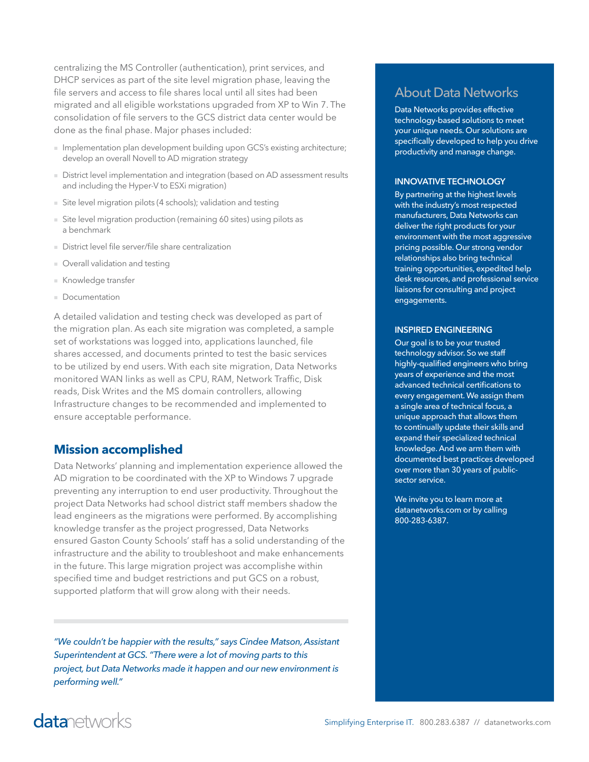centralizing the MS Controller (authentication), print services, and DHCP services as part of the site level migration phase, leaving the file servers and access to file shares local until all sites had been migrated and all eligible workstations upgraded from XP to Win 7. The consolidation of file servers to the GCS district data center would be done as the final phase. Major phases included:

- Implementation plan development building upon GCS's existing architecture; develop an overall Novell to AD migration strategy
- District level implementation and integration (based on AD assessment results and including the Hyper-V to ESXi migration)
- Site level migration pilots (4 schools); validation and testing
- Site level migration production (remaining 60 sites) using pilots as a benchmark
- District level file server/file share centralization
- Overall validation and testing
- Knowledge transfer
- Documentation

A detailed validation and testing check was developed as part of the migration plan. As each site migration was completed, a sample set of workstations was logged into, applications launched, file shares accessed, and documents printed to test the basic services to be utilized by end users. With each site migration, Data Networks monitored WAN links as well as CPU, RAM, Network Traffic, Disk reads, Disk Writes and the MS domain controllers, allowing Infrastructure changes to be recommended and implemented to ensure acceptable performance.

## Mission accomplished

Data Networks' planning and implementation experience allowed the AD migration to be coordinated with the XP to Windows 7 upgrade preventing any interruption to end user productivity. Throughout the project Data Networks had school district staff members shadow the lead engineers as the migrations were performed. By accomplishing knowledge transfer as the project progressed, Data Networks ensured Gaston County Schools' staff has a solid understanding of the infrastructure and the ability to troubleshoot and make enhancements in the future. This large migration project was accomplishe within specified time and budget restrictions and put GCS on a robust, supported platform that will grow along with their needs.

*"We couldn't be happier with the results," says Cindee Matson, Assistant Superintendent at GCS. "There were a lot of moving parts to this project, but Data Networks made it happen and our new environment is performing well."*

## About Data Networks

Data Networks provides effective technology-based solutions to meet your unique needs. Our solutions are specifically developed to help you drive productivity and manage change.

### INNOVATIVE TECHNOLOGY

By partnering at the highest levels with the industry's most respected manufacturers, Data Networks can deliver the right products for your environment with the most aggressive pricing possible. Our strong vendor relationships also bring technical training opportunities, expedited help desk resources, and professional service liaisons for consulting and project engagements.

### INSPIRED ENGINEERING

Our goal is to be your trusted technology advisor. So we staff highly-qualified engineers who bring years of experience and the most advanced technical certifications to every engagement. We assign them a single area of technical focus, a unique approach that allows them to continually update their skills and expand their specialized technical knowledge. And we arm them with documented best practices developed over more than 30 years of public-sector service.

We invite you to learn more at datanetworks.com or by calling 800-283-6387.

datanetworks

Simplifying Enterprise IT. 800.283.6387 // datanetworks.com